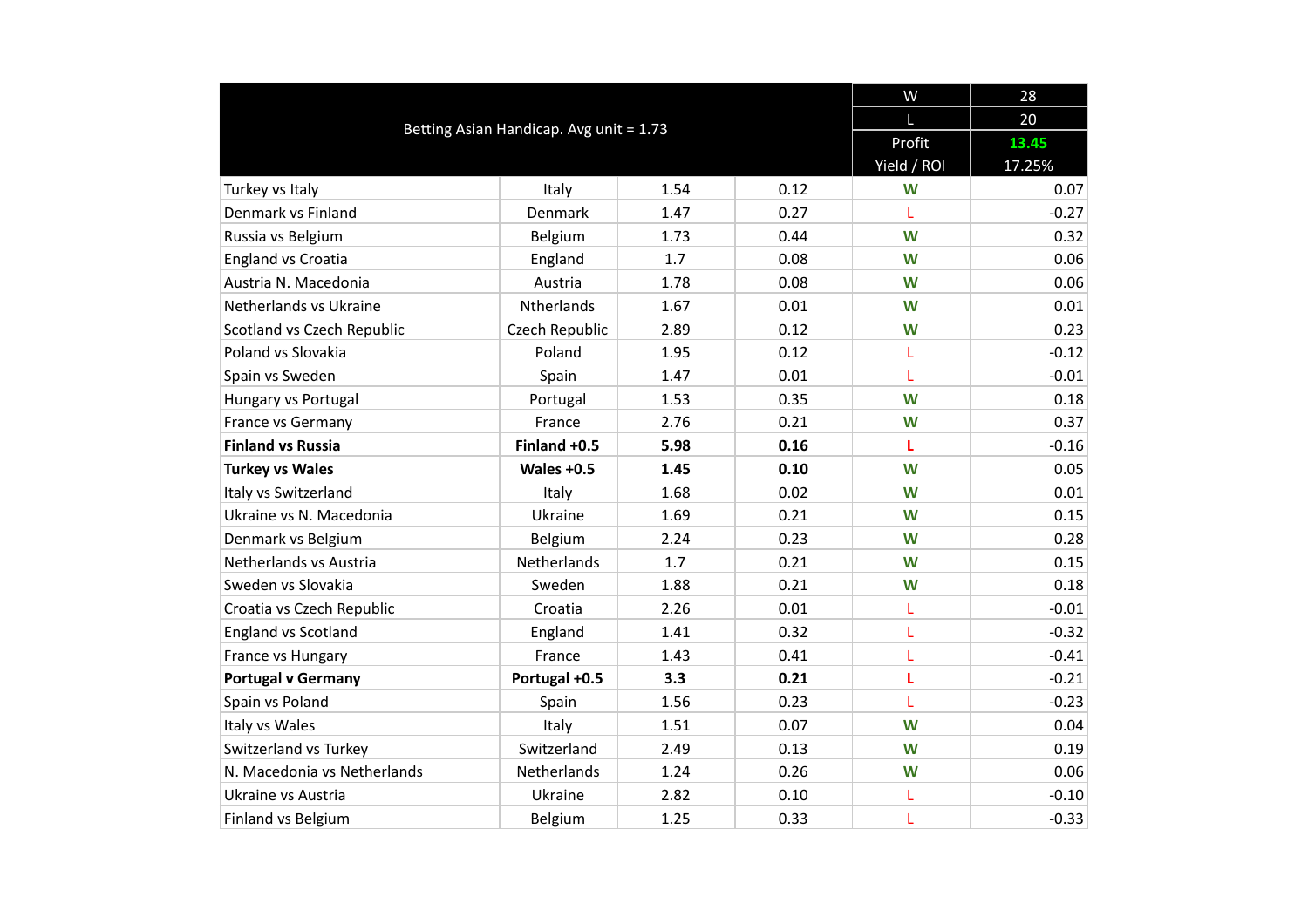| Betting Asian Handicap. Avg unit = 1.73 | | | | W | 28 |
|---|---|---|---|---|---|
| | | | | L | 20 |
| | | | | Profit | 13.45 |
| | | | | Yield / ROI | 17.25% |
| Turkey vs Italy | Italy | 1.54 | 0.12 | W | 0.07 |
| Denmark vs Finland | Denmark | 1.47 | 0.27 | L | -0.27 |
| Russia vs Belgium | Belgium | 1.73 | 0.44 | W | 0.32 |
| England vs Croatia | England | 1.7 | 0.08 | W | 0.06 |
| Austria N. Macedonia | Austria | 1.78 | 0.08 | W | 0.06 |
| Netherlands vs Ukraine | Ntherlands | 1.67 | 0.01 | W | 0.01 |
| Scotland vs Czech Republic | Czech Republic | 2.89 | 0.12 | W | 0.23 |
| Poland vs Slovakia | Poland | 1.95 | 0.12 | L | -0.12 |
| Spain vs Sweden | Spain | 1.47 | 0.01 | L | -0.01 |
| Hungary vs Portugal | Portugal | 1.53 | 0.35 | W | 0.18 |
| France vs Germany | France | 2.76 | 0.21 | W | 0.37 |
| **Finland vs Russia** | **Finland +0.5** | **5.98** | **0.16** | **L** | -0.16 |
| **Turkey vs Wales** | **Wales +0.5** | **1.45** | **0.10** | W | 0.05 |
| Italy vs Switzerland | Italy | 1.68 | 0.02 | W | 0.01 |
| Ukraine vs N. Macedonia | Ukraine | 1.69 | 0.21 | W | 0.15 |
| Denmark vs Belgium | Belgium | 2.24 | 0.23 | W | 0.28 |
| Netherlands vs Austria | Netherlands | 1.7 | 0.21 | W | 0.15 |
| Sweden vs Slovakia | Sweden | 1.88 | 0.21 | W | 0.18 |
| Croatia vs Czech Republic | Croatia | 2.26 | 0.01 | L | -0.01 |
| England vs Scotland | England | 1.41 | 0.32 | L | -0.32 |
| France vs Hungary | France | 1.43 | 0.41 | L | -0.41 |
| **Portugal v Germany** | **Portugal +0.5** | **3.3** | **0.21** | **L** | -0.21 |
| Spain vs Poland | Spain | 1.56 | 0.23 | L | -0.23 |
| Italy vs Wales | Italy | 1.51 | 0.07 | W | 0.04 |
| Switzerland vs Turkey | Switzerland | 2.49 | 0.13 | W | 0.19 |
| N. Macedonia vs Netherlands | Netherlands | 1.24 | 0.26 | W | 0.06 |
| Ukraine vs Austria | Ukraine | 2.82 | 0.10 | L | -0.10 |
| Finland vs Belgium | Belgium | 1.25 | 0.33 | L | -0.33 |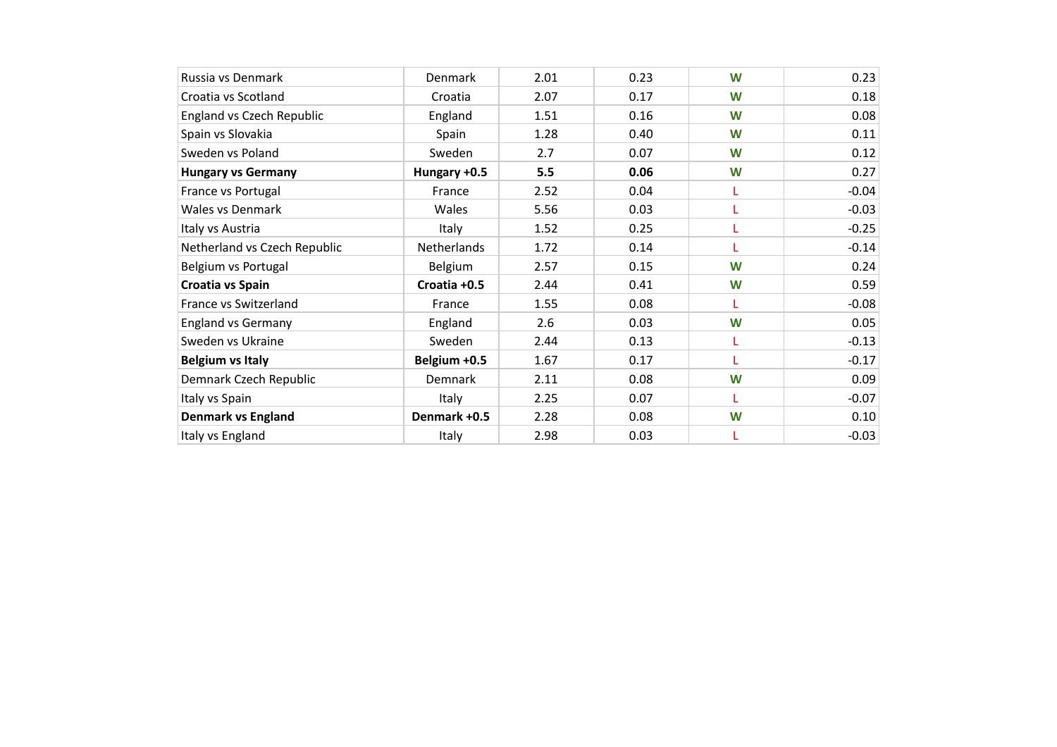| | | | | | |
|---|---|---|---|---|---|
| Russia vs Denmark | Denmark | 2.01 | 0.23 | W | 0.23 |
| Croatia vs Scotland | Croatia | 2.07 | 0.17 | W | 0.18 |
| England vs Czech Republic | England | 1.51 | 0.16 | W | 0.08 |
| Spain vs Slovakia | Spain | 1.28 | 0.40 | W | 0.11 |
| Sweden vs Poland | Sweden | 2.7 | 0.07 | W | 0.12 |
| **Hungary vs Germany** | **Hungary +0.5** | **5.5** | **0.06** | W | 0.27 |
| France vs Portugal | France | 2.52 | 0.04 | L | -0.04 |
| Wales vs Denmark | Wales | 5.56 | 0.03 | L | -0.03 |
| Italy vs Austria | Italy | 1.52 | 0.25 | L | -0.25 |
| Netherland vs Czech Republic | Netherlands | 1.72 | 0.14 | L | -0.14 |
| Belgium vs Portugal | Belgium | 2.57 | 0.15 | W | 0.24 |
| **Croatia vs Spain** | **Croatia +0.5** | 2.44 | 0.41 | W | 0.59 |
| France vs Switzerland | France | 1.55 | 0.08 | L | -0.08 |
| England vs Germany | England | 2.6 | 0.03 | W | 0.05 |
| Sweden vs Ukraine | Sweden | 2.44 | 0.13 | L | -0.13 |
| **Belgium vs Italy** | **Belgium +0.5** | 1.67 | 0.17 | L | -0.17 |
| Demnark Czech Republic | Demnark | 2.11 | 0.08 | W | 0.09 |
| Italy vs Spain | Italy | 2.25 | 0.07 | L | -0.07 |
| **Denmark vs England** | **Denmark +0.5** | 2.28 | 0.08 | W | 0.10 |
| Italy vs England | Italy | 2.98 | 0.03 | L | -0.03 |